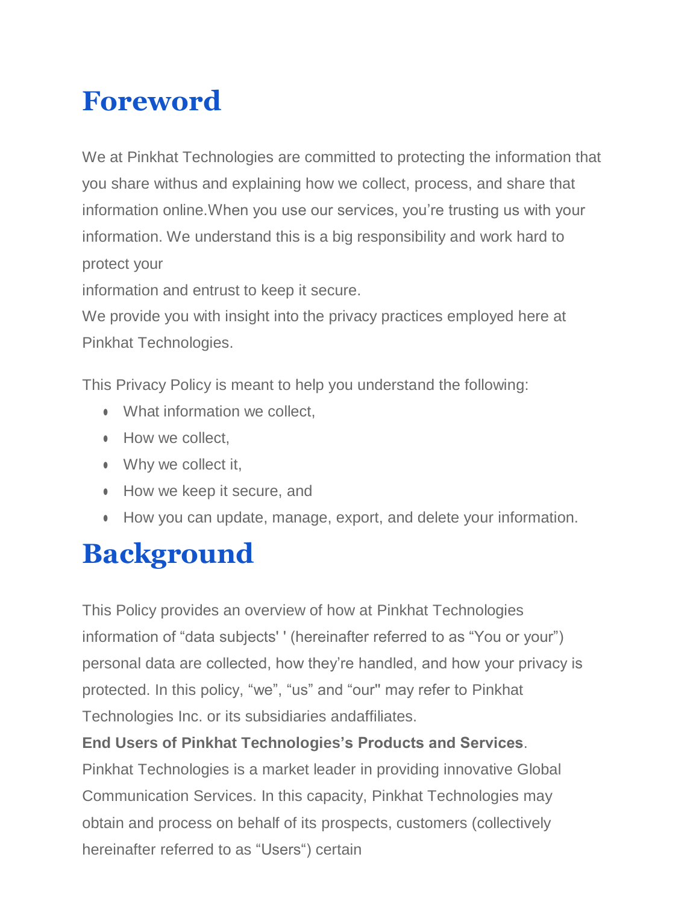# Foreword

We at Pinkhat Technologies are committed to protecting the information that you share withus and explaining how we collect, process, and share that information online.When you use our services, you're trusting us with your information. We understand this is a big responsibility and work hard to protect your
information and entrust to keep it secure.
We provide you with insight into the privacy practices employed here at Pinkhat Technologies.

This Privacy Policy is meant to help you understand the following:

- What information we collect,
- How we collect,
- Why we collect it,
- How we keep it secure, and
- How you can update, manage, export, and delete your information.

# Background

This Policy provides an overview of how at Pinkhat Technologies information of "data subjects' ' (hereinafter referred to as "You or your") personal data are collected, how they're handled, and how your privacy is protected. In this policy, "we", "us" and "our" may refer to Pinkhat Technologies Inc. or its subsidiaries andaffiliates.

**End Users of Pinkhat Technologies's Products and Services**.
Pinkhat Technologies is a market leader in providing innovative Global Communication Services. In this capacity, Pinkhat Technologies may obtain and process on behalf of its prospects, customers (collectively hereinafter referred to as "Users") certain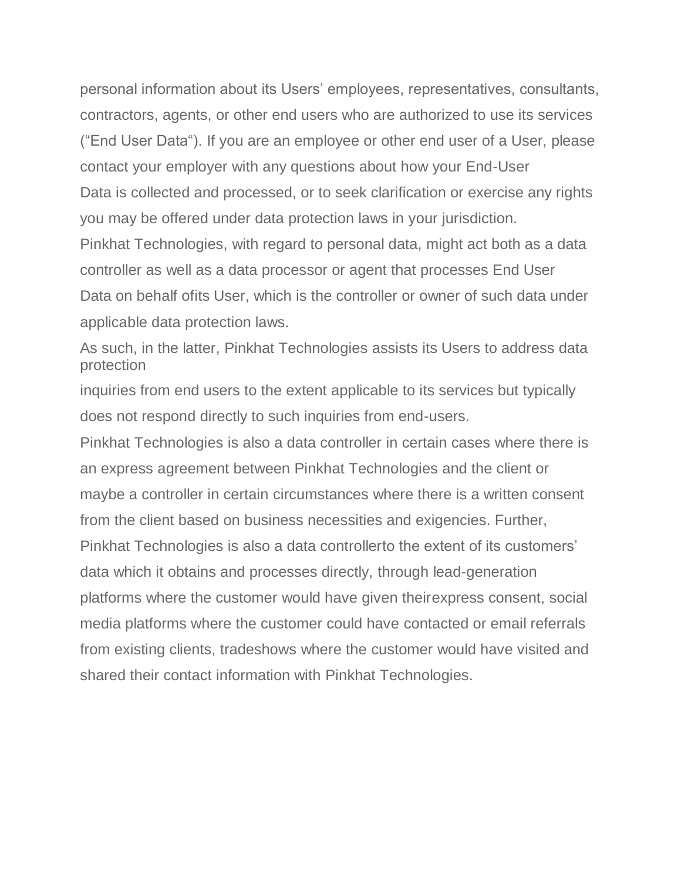personal information about its Users' employees, representatives, consultants, contractors, agents, or other end users who are authorized to use its services ("End User Data"). If you are an employee or other end user of a User, please contact your employer with any questions about how your End-User Data is collected and processed, or to seek clarification or exercise any rights you may be offered under data protection laws in your jurisdiction.

Pinkhat Technologies, with regard to personal data, might act both as a data controller as well as a data processor or agent that processes End User Data on behalf ofits User, which is the controller or owner of such data under applicable data protection laws.

As such, in the latter, Pinkhat Technologies assists its Users to address data protection inquiries from end users to the extent applicable to its services but typically does not respond directly to such inquiries from end-users.

Pinkhat Technologies is also a data controller in certain cases where there is an express agreement between Pinkhat Technologies and the client or maybe a controller in certain circumstances where there is a written consent from the client based on business necessities and exigencies. Further, Pinkhat Technologies is also a data controllerto the extent of its customers' data which it obtains and processes directly, through lead-generation platforms where the customer would have given theirexpress consent, social media platforms where the customer could have contacted or email referrals from existing clients, tradeshows where the customer would have visited and shared their contact information with Pinkhat Technologies.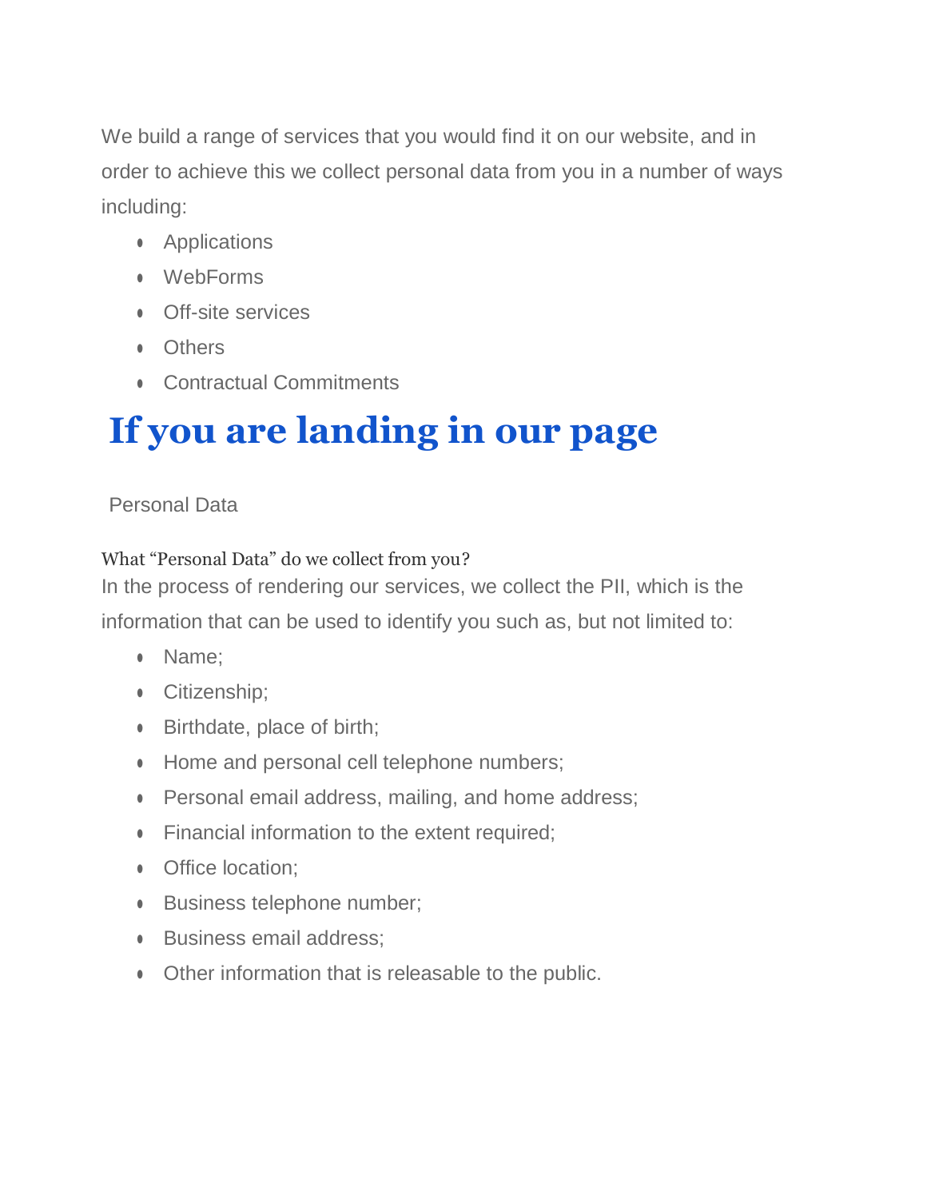We build a range of services that you would find it on our website, and in order to achieve this we collect personal data from you in a number of ways including:

- Applications
- WebForms
- Off-site services
- Others
- Contractual Commitments

# If you are landing in our page

Personal Data

### What "Personal Data" do we collect from you?

In the process of rendering our services, we collect the PII, which is the information that can be used to identify you such as, but not limited to:

- Name;
- Citizenship;
- Birthdate, place of birth;
- Home and personal cell telephone numbers;
- Personal email address, mailing, and home address;
- Financial information to the extent required;
- Office location;
- Business telephone number;
- Business email address;
- Other information that is releasable to the public.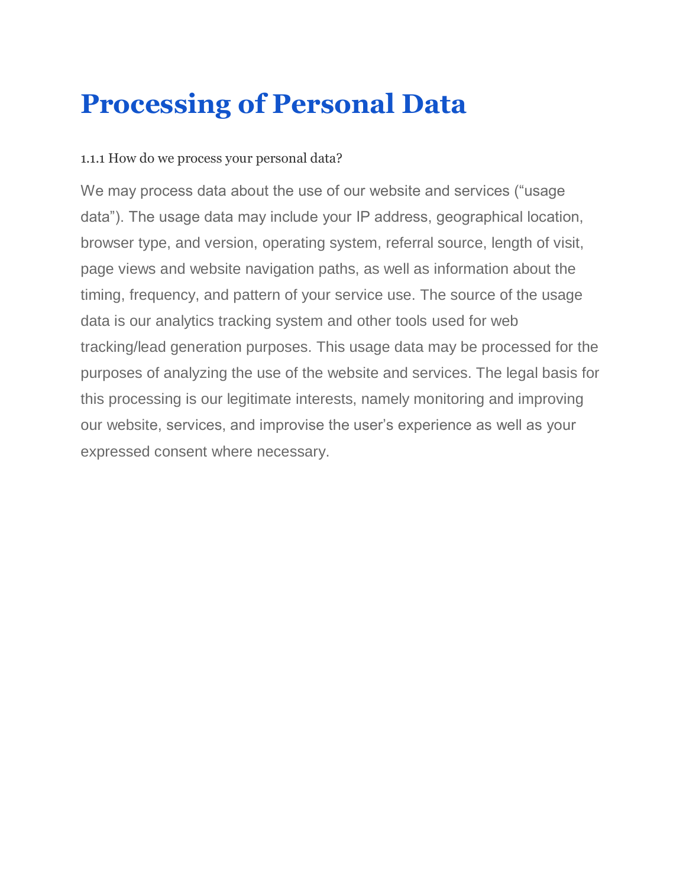# Processing of Personal Data

1.1.1 How do we process your personal data?

We may process data about the use of our website and services ("usage data"). The usage data may include your IP address, geographical location, browser type, and version, operating system, referral source, length of visit, page views and website navigation paths, as well as information about the timing, frequency, and pattern of your service use. The source of the usage data is our analytics tracking system and other tools used for web tracking/lead generation purposes. This usage data may be processed for the purposes of analyzing the use of the website and services. The legal basis for this processing is our legitimate interests, namely monitoring and improving our website, services, and improvise the user's experience as well as your expressed consent where necessary.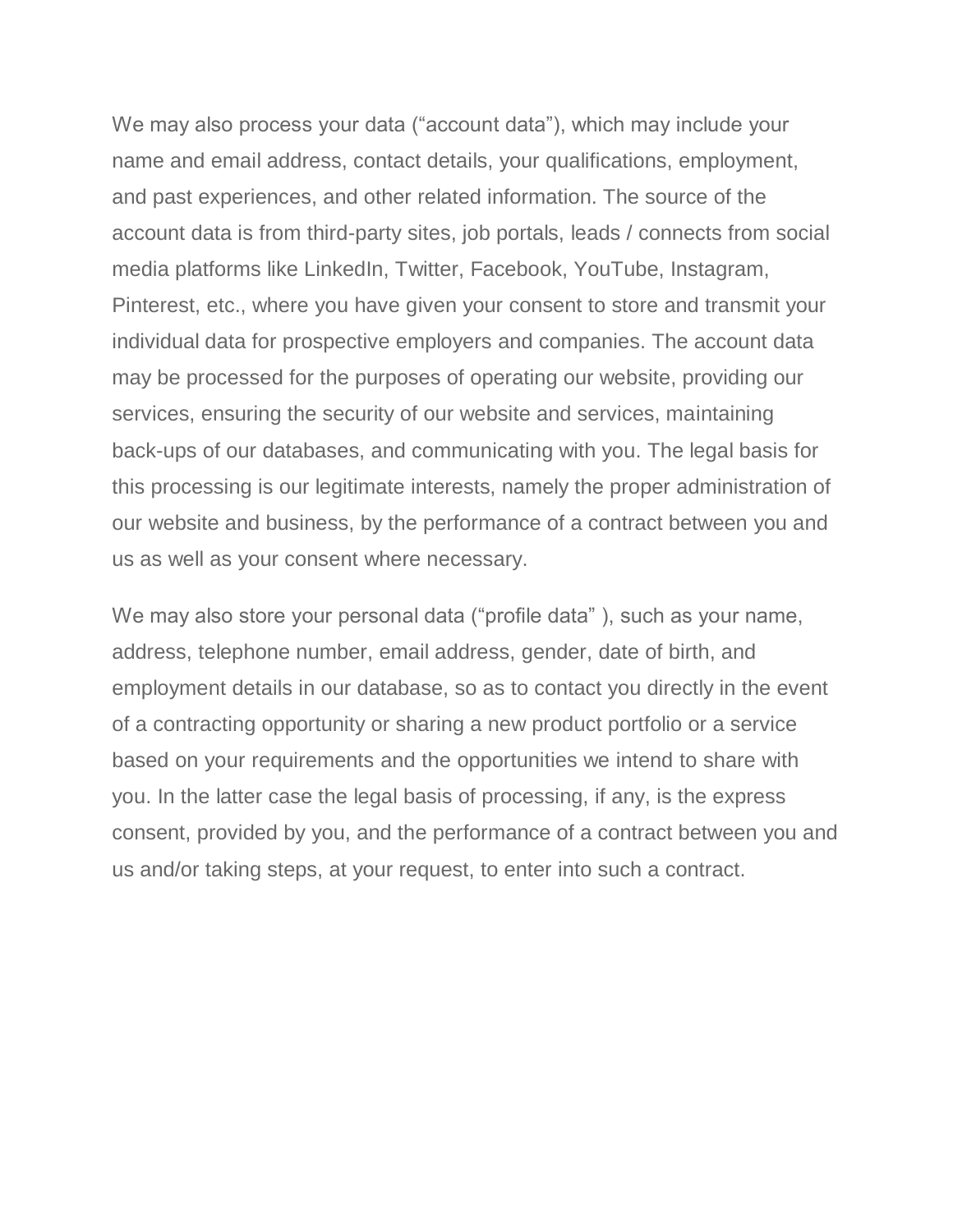We may also process your data (“account data”), which may include your name and email address, contact details, your qualifications, employment, and past experiences, and other related information. The source of the account data is from third-party sites, job portals, leads / connects from social media platforms like LinkedIn, Twitter, Facebook, YouTube, Instagram, Pinterest, etc., where you have given your consent to store and transmit your individual data for prospective employers and companies. The account data may be processed for the purposes of operating our website, providing our services, ensuring the security of our website and services, maintaining back-ups of our databases, and communicating with you. The legal basis for this processing is our legitimate interests, namely the proper administration of our website and business, by the performance of a contract between you and us as well as your consent where necessary.

We may also store your personal data (“profile data” ), such as your name, address, telephone number, email address, gender, date of birth, and employment details in our database, so as to contact you directly in the event of a contracting opportunity or sharing a new product portfolio or a service based on your requirements and the opportunities we intend to share with you. In the latter case the legal basis of processing, if any, is the express consent, provided by you, and the performance of a contract between you and us and/or taking steps, at your request, to enter into such a contract.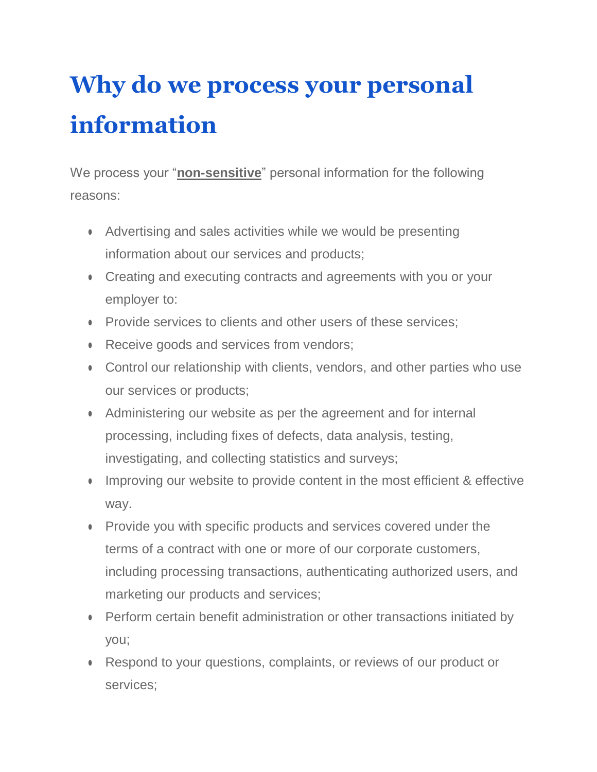# Why do we process your personal information

We process your "**non-sensitive**" personal information for the following reasons:

- Advertising and sales activities while we would be presenting information about our services and products;
- Creating and executing contracts and agreements with you or your employer to:
- Provide services to clients and other users of these services;
- Receive goods and services from vendors;
- Control our relationship with clients, vendors, and other parties who use our services or products;
- Administering our website as per the agreement and for internal processing, including fixes of defects, data analysis, testing, investigating, and collecting statistics and surveys;
- Improving our website to provide content in the most efficient & effective way.
- Provide you with specific products and services covered under the terms of a contract with one or more of our corporate customers, including processing transactions, authenticating authorized users, and marketing our products and services;
- Perform certain benefit administration or other transactions initiated by you;
- Respond to your questions, complaints, or reviews of our product or services;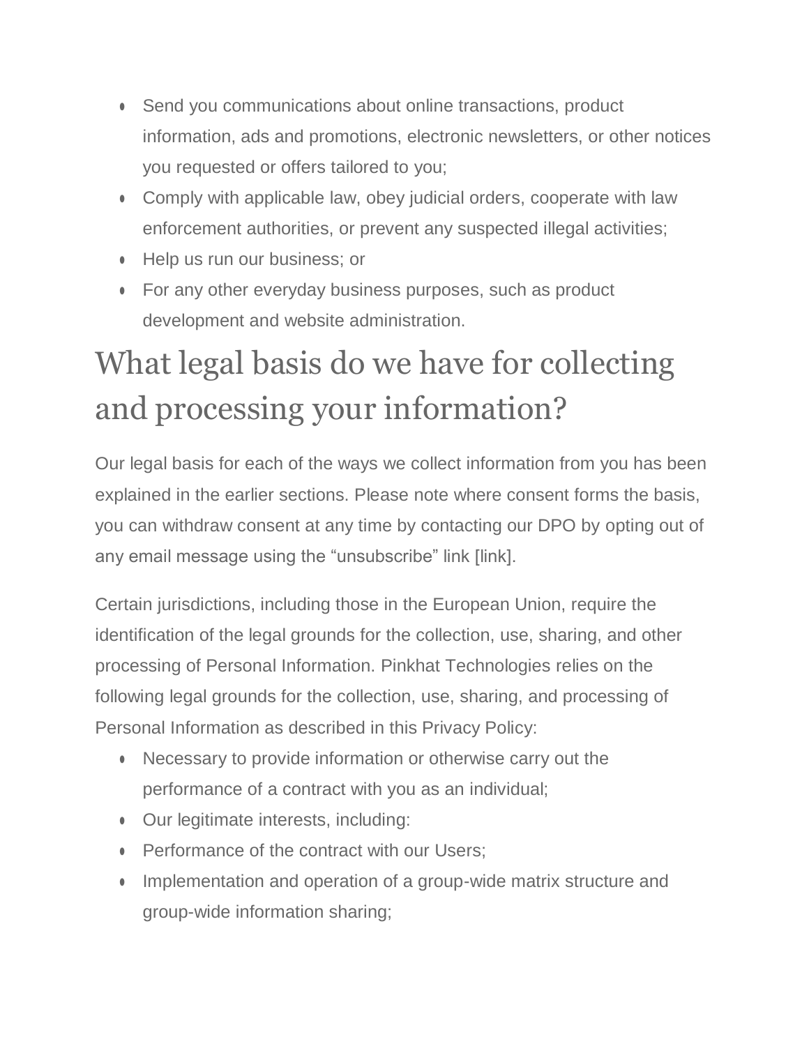- Send you communications about online transactions, product information, ads and promotions, electronic newsletters, or other notices you requested or offers tailored to you;
- Comply with applicable law, obey judicial orders, cooperate with law enforcement authorities, or prevent any suspected illegal activities;
- Help us run our business; or
- For any other everyday business purposes, such as product development and website administration.

# What legal basis do we have for collecting and processing your information?

Our legal basis for each of the ways we collect information from you has been explained in the earlier sections. Please note where consent forms the basis, you can withdraw consent at any time by contacting our DPO by opting out of any email message using the “unsubscribe” link [link].

Certain jurisdictions, including those in the European Union, require the identification of the legal grounds for the collection, use, sharing, and other processing of Personal Information. Pinkhat Technologies relies on the following legal grounds for the collection, use, sharing, and processing of Personal Information as described in this Privacy Policy:

- Necessary to provide information or otherwise carry out the performance of a contract with you as an individual;
- Our legitimate interests, including:
- Performance of the contract with our Users;
- Implementation and operation of a group-wide matrix structure and group-wide information sharing;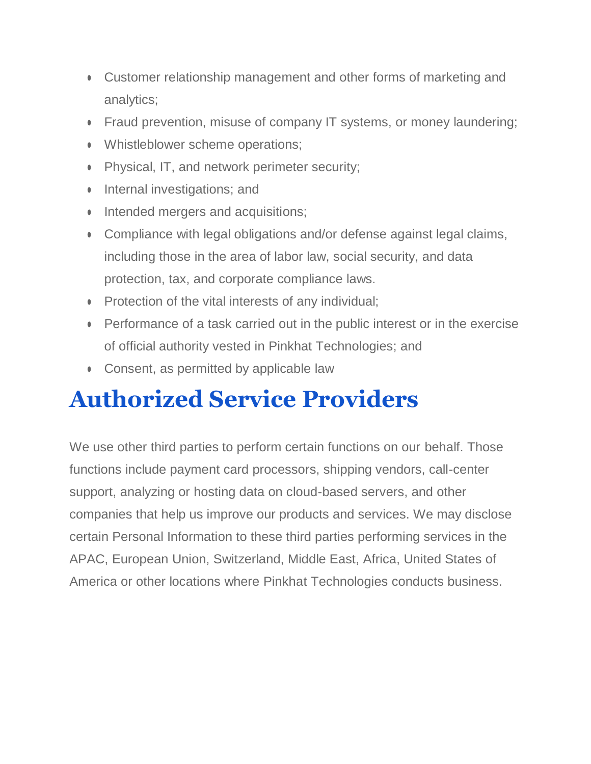- Customer relationship management and other forms of marketing and analytics;
- Fraud prevention, misuse of company IT systems, or money laundering;
- Whistleblower scheme operations;
- Physical, IT, and network perimeter security;
- Internal investigations; and
- Intended mergers and acquisitions;
- Compliance with legal obligations and/or defense against legal claims, including those in the area of labor law, social security, and data protection, tax, and corporate compliance laws.
- Protection of the vital interests of any individual;
- Performance of a task carried out in the public interest or in the exercise of official authority vested in Pinkhat Technologies; and
- Consent, as permitted by applicable law

# Authorized Service Providers

We use other third parties to perform certain functions on our behalf. Those functions include payment card processors, shipping vendors, call-center support, analyzing or hosting data on cloud-based servers, and other companies that help us improve our products and services. We may disclose certain Personal Information to these third parties performing services in the APAC, European Union, Switzerland, Middle East, Africa, United States of America or other locations where Pinkhat Technologies conducts business.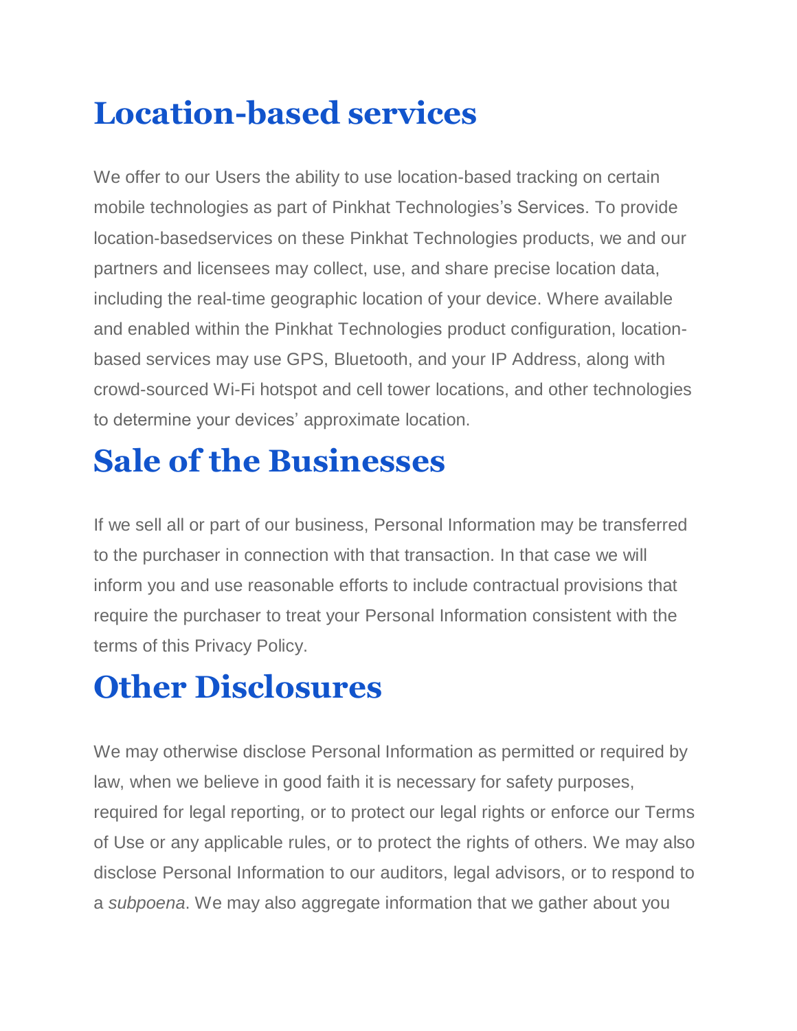# Location-based services

We offer to our Users the ability to use location-based tracking on certain mobile technologies as part of Pinkhat Technologies's Services. To provide location-basedservices on these Pinkhat Technologies products, we and our partners and licensees may collect, use, and share precise location data, including the real-time geographic location of your device. Where available and enabled within the Pinkhat Technologies product configuration, location-based services may use GPS, Bluetooth, and your IP Address, along with crowd-sourced Wi-Fi hotspot and cell tower locations, and other technologies to determine your devices' approximate location.

# Sale of the Businesses

If we sell all or part of our business, Personal Information may be transferred to the purchaser in connection with that transaction. In that case we will inform you and use reasonable efforts to include contractual provisions that require the purchaser to treat your Personal Information consistent with the terms of this Privacy Policy.

# Other Disclosures

We may otherwise disclose Personal Information as permitted or required by law, when we believe in good faith it is necessary for safety purposes, required for legal reporting, or to protect our legal rights or enforce our Terms of Use or any applicable rules, or to protect the rights of others. We may also disclose Personal Information to our auditors, legal advisors, or to respond to a *subpoena*. We may also aggregate information that we gather about you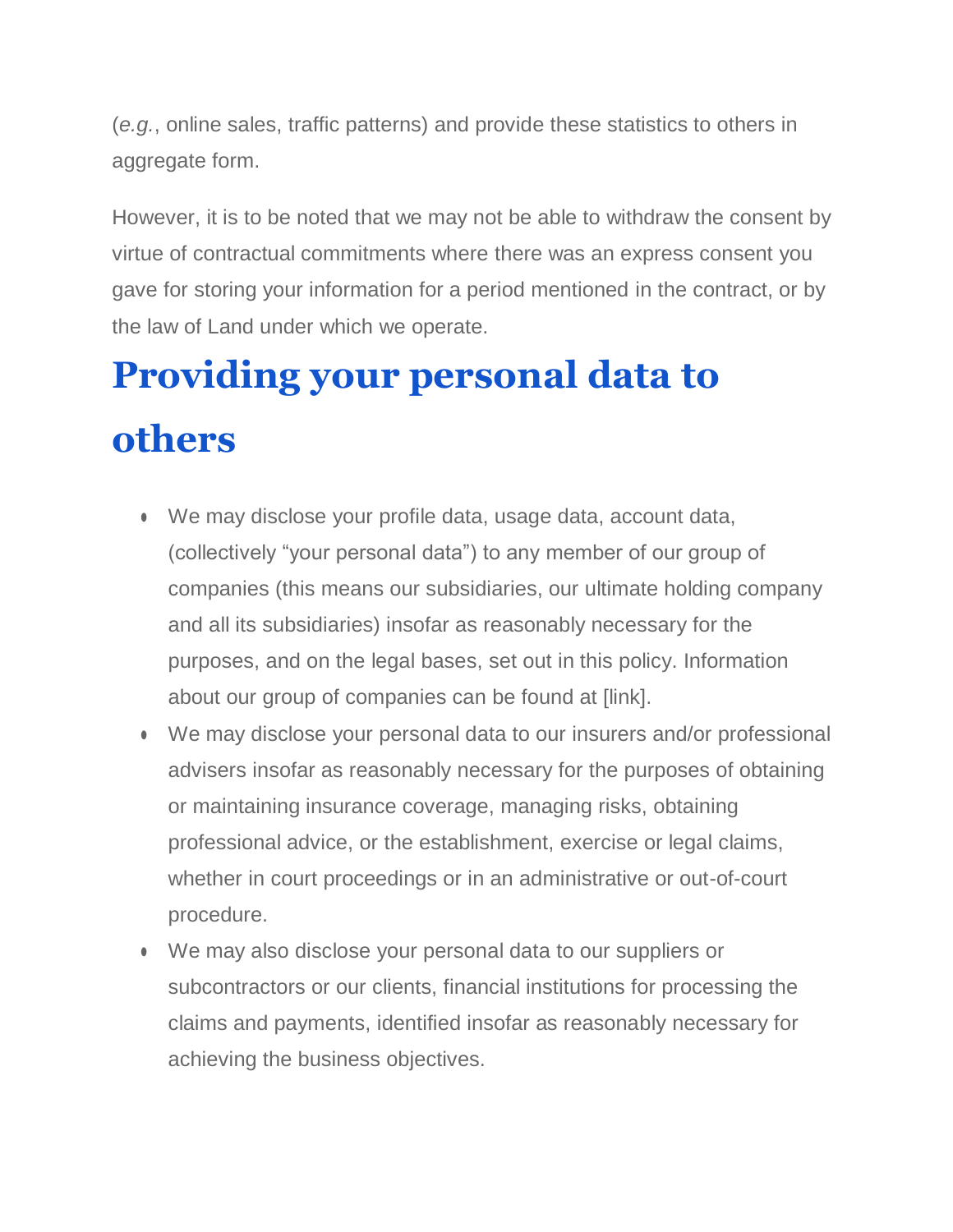(*e.g.*, online sales, traffic patterns) and provide these statistics to others in aggregate form.

However, it is to be noted that we may not be able to withdraw the consent by virtue of contractual commitments where there was an express consent you gave for storing your information for a period mentioned in the contract, or by the law of Land under which we operate.

## Providing your personal data to others

- We may disclose your profile data, usage data, account data, (collectively "your personal data") to any member of our group of companies (this means our subsidiaries, our ultimate holding company and all its subsidiaries) insofar as reasonably necessary for the purposes, and on the legal bases, set out in this policy. Information about our group of companies can be found at [link].
- We may disclose your personal data to our insurers and/or professional advisers insofar as reasonably necessary for the purposes of obtaining or maintaining insurance coverage, managing risks, obtaining professional advice, or the establishment, exercise or legal claims, whether in court proceedings or in an administrative or out-of-court procedure.
- We may also disclose your personal data to our suppliers or subcontractors or our clients, financial institutions for processing the claims and payments, identified insofar as reasonably necessary for achieving the business objectives.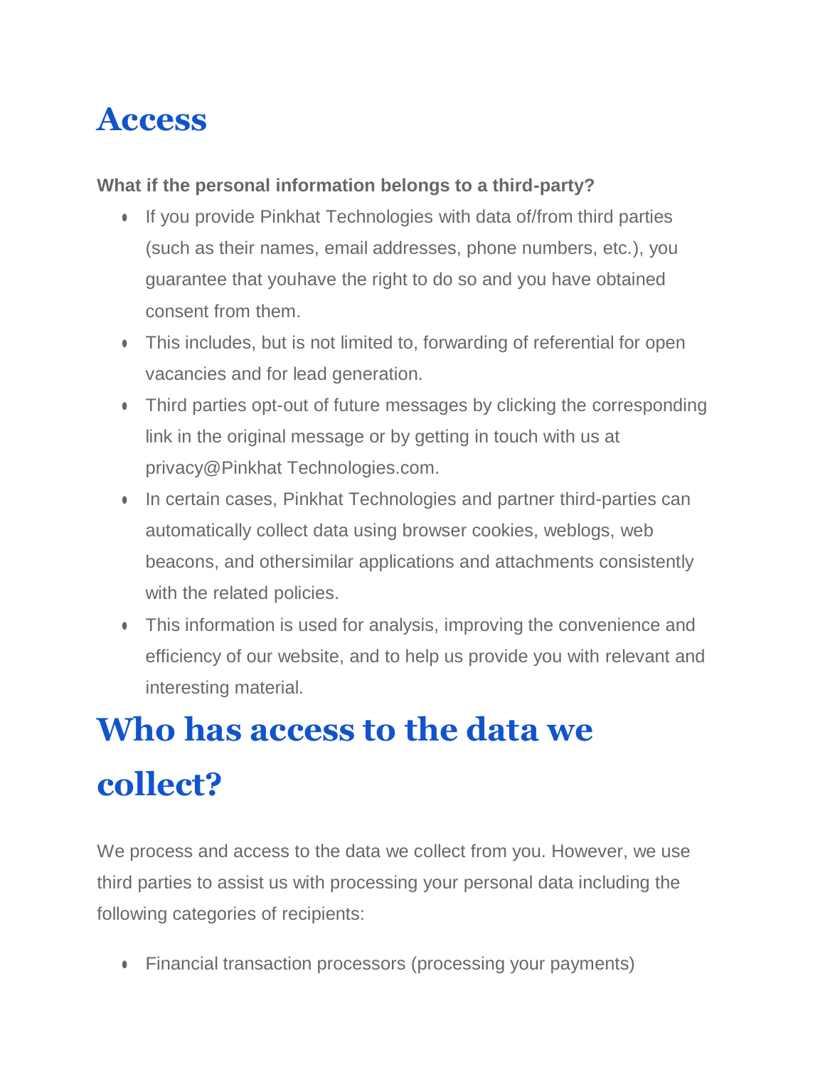# Access

**What if the personal information belongs to a third-party?**

- If you provide Pinkhat Technologies with data of/from third parties (such as their names, email addresses, phone numbers, etc.), you guarantee that youhave the right to do so and you have obtained consent from them.
- This includes, but is not limited to, forwarding of referential for open vacancies and for lead generation.
- Third parties opt-out of future messages by clicking the corresponding link in the original message or by getting in touch with us at privacy@Pinkhat Technologies.com.
- In certain cases, Pinkhat Technologies and partner third-parties can automatically collect data using browser cookies, weblogs, web beacons, and othersimilar applications and attachments consistently with the related policies.
- This information is used for analysis, improving the convenience and efficiency of our website, and to help us provide you with relevant and interesting material.

# Who has access to the data we collect?

We process and access to the data we collect from you. However, we use third parties to assist us with processing your personal data including the following categories of recipients:

- Financial transaction processors (processing your payments)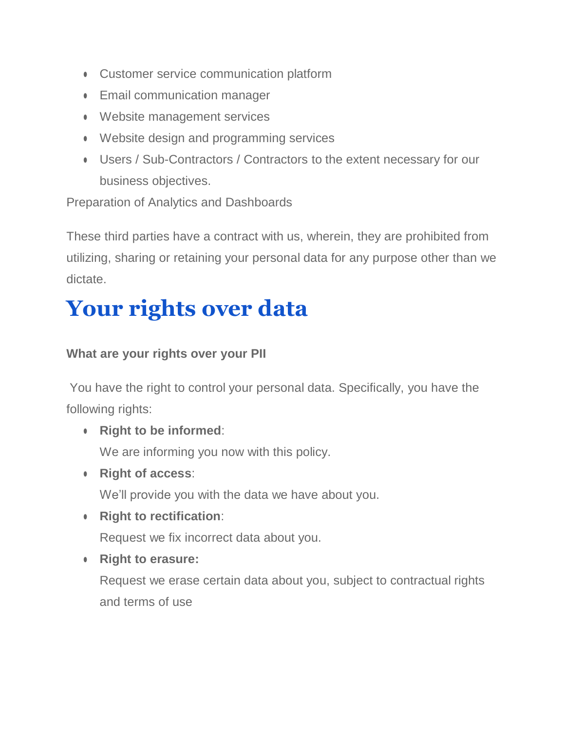- Customer service communication platform
- Email communication manager
- Website management services
- Website design and programming services
- Users / Sub-Contractors / Contractors to the extent necessary for our business objectives.

Preparation of Analytics and Dashboards

These third parties have a contract with us, wherein, they are prohibited from utilizing, sharing or retaining your personal data for any purpose other than we dictate.

# Your rights over data

**What are your rights over your PII**

You have the right to control your personal data. Specifically, you have the following rights:

- **Right to be informed**:
  We are informing you now with this policy.
- **Right of access**:
  We'll provide you with the data we have about you.
- **Right to rectification**:
  Request we fix incorrect data about you.
- **Right to erasure:**
  Request we erase certain data about you, subject to contractual rights and terms of use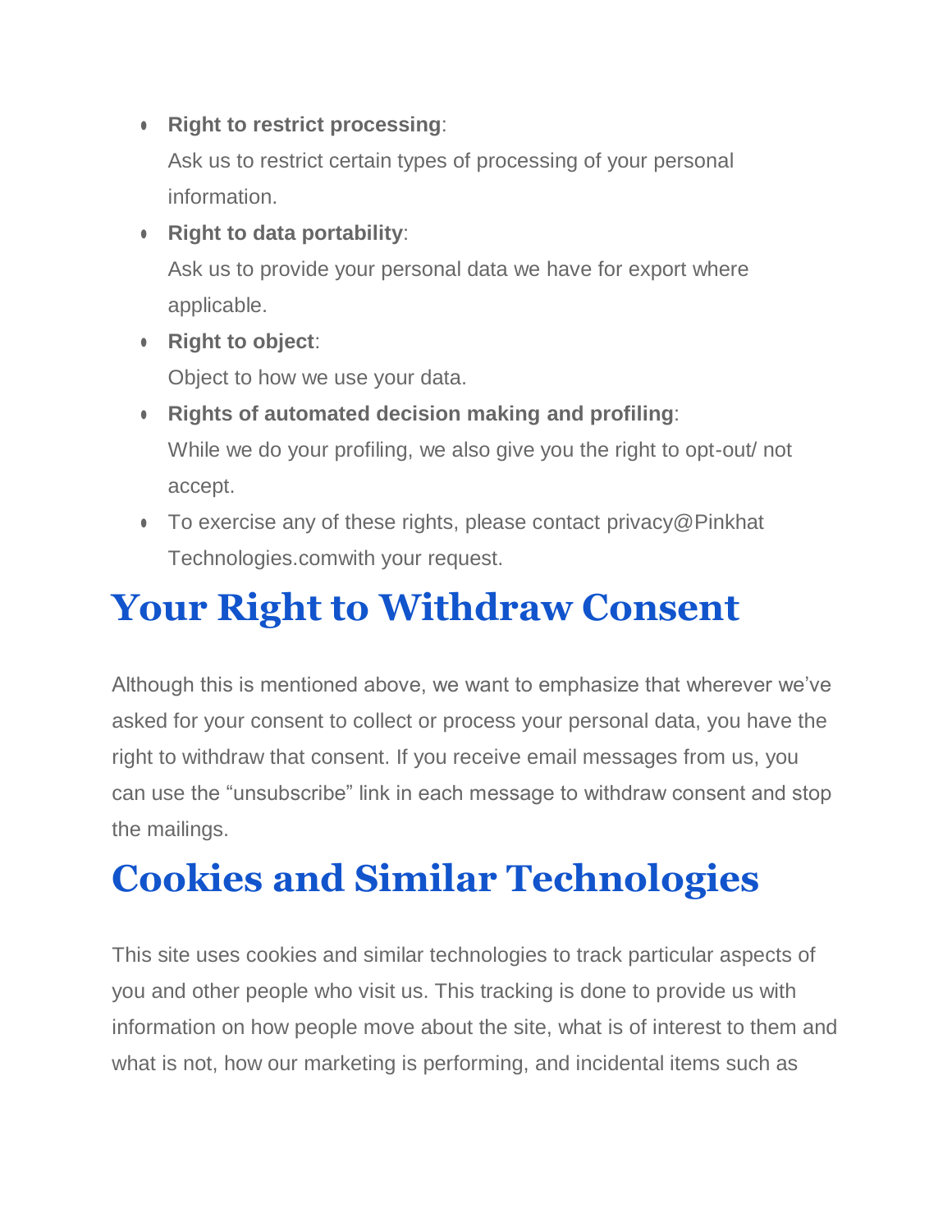- **Right to restrict processing**:
  Ask us to restrict certain types of processing of your personal information.
- **Right to data portability**:
  Ask us to provide your personal data we have for export where applicable.
- **Right to object**:
  Object to how we use your data.
- **Rights of automated decision making and profiling**:
  While we do your profiling, we also give you the right to opt-out/ not accept.
- To exercise any of these rights, please contact privacy@Pinkhat Technologies.comwith your request.

## Your Right to Withdraw Consent

Although this is mentioned above, we want to emphasize that wherever we've asked for your consent to collect or process your personal data, you have the right to withdraw that consent. If you receive email messages from us, you can use the "unsubscribe" link in each message to withdraw consent and stop the mailings.

## Cookies and Similar Technologies

This site uses cookies and similar technologies to track particular aspects of you and other people who visit us. This tracking is done to provide us with information on how people move about the site, what is of interest to them and what is not, how our marketing is performing, and incidental items such as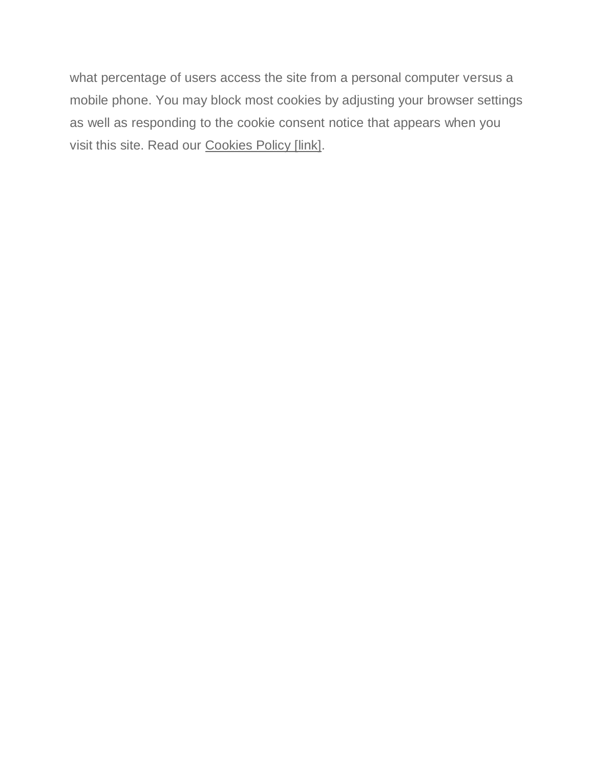what percentage of users access the site from a personal computer versus a mobile phone. You may block most cookies by adjusting your browser settings as well as responding to the cookie consent notice that appears when you visit this site. Read our Cookies Policy [link].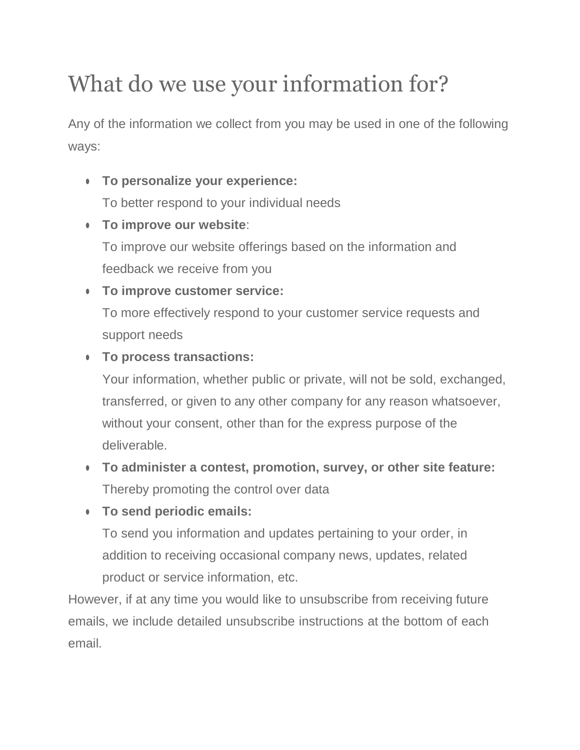# What do we use your information for?

Any of the information we collect from you may be used in one of the following ways:

- **To personalize your experience:**
  To better respond to your individual needs
- **To improve our website**:
  To improve our website offerings based on the information and feedback we receive from you
- **To improve customer service:**
  To more effectively respond to your customer service requests and support needs
- **To process transactions:**
  Your information, whether public or private, will not be sold, exchanged, transferred, or given to any other company for any reason whatsoever, without your consent, other than for the express purpose of the deliverable.
- **To administer a contest, promotion, survey, or other site feature:**
  Thereby promoting the control over data
- **To send periodic emails:**
  To send you information and updates pertaining to your order, in addition to receiving occasional company news, updates, related product or service information, etc.

However, if at any time you would like to unsubscribe from receiving future emails, we include detailed unsubscribe instructions at the bottom of each email.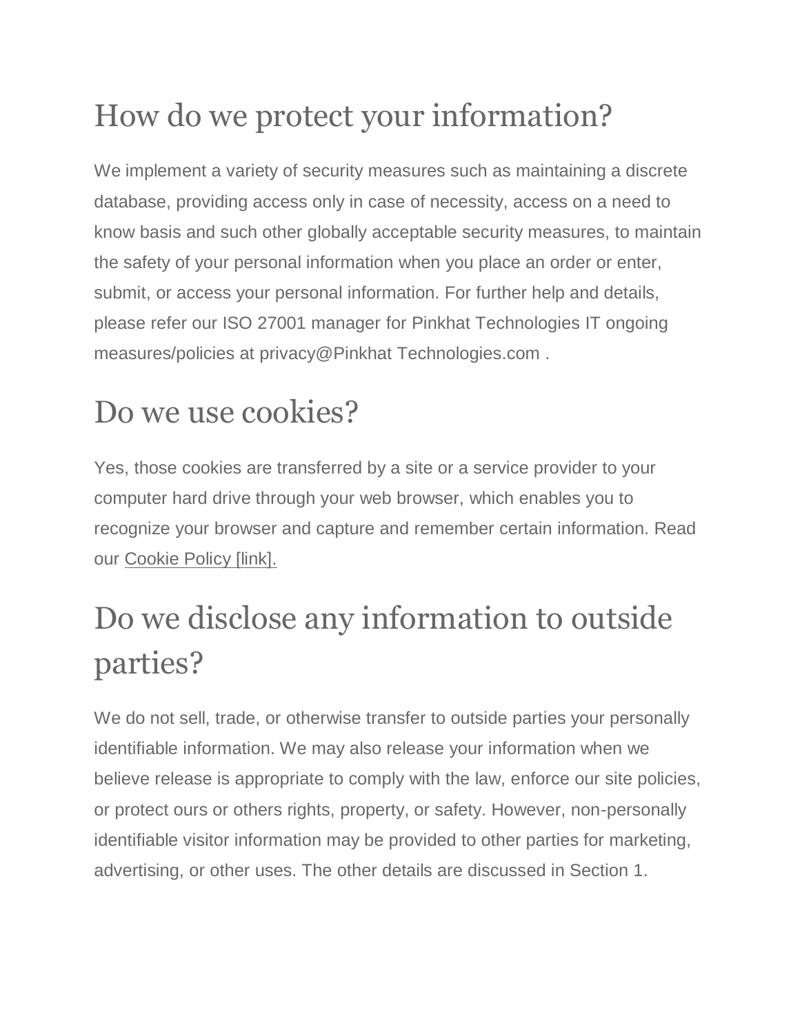## How do we protect your information?

We implement a variety of security measures such as maintaining a discrete database, providing access only in case of necessity, access on a need to know basis and such other globally acceptable security measures, to maintain the safety of your personal information when you place an order or enter, submit, or access your personal information. For further help and details, please refer our ISO 27001 manager for Pinkhat Technologies IT ongoing measures/policies at privacy@Pinkhat Technologies.com .

## Do we use cookies?

Yes, those cookies are transferred by a site or a service provider to your computer hard drive through your web browser, which enables you to recognize your browser and capture and remember certain information. Read our Cookie Policy [link].

## Do we disclose any information to outside parties?

We do not sell, trade, or otherwise transfer to outside parties your personally identifiable information. We may also release your information when we believe release is appropriate to comply with the law, enforce our site policies, or protect ours or others rights, property, or safety. However, non-personally identifiable visitor information may be provided to other parties for marketing, advertising, or other uses. The other details are discussed in Section 1.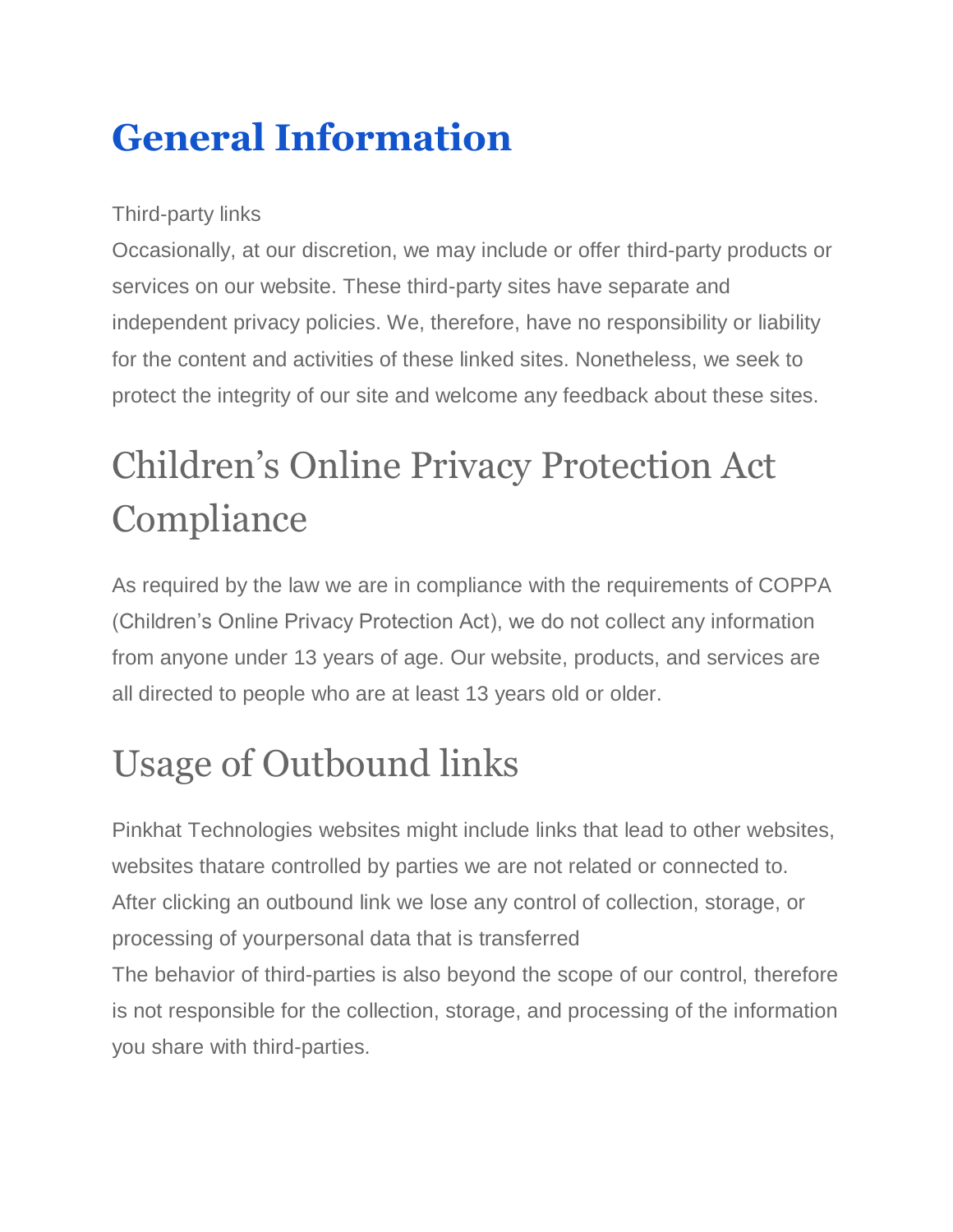# General Information

Third-party links

Occasionally, at our discretion, we may include or offer third-party products or services on our website. These third-party sites have separate and independent privacy policies. We, therefore, have no responsibility or liability for the content and activities of these linked sites. Nonetheless, we seek to protect the integrity of our site and welcome any feedback about these sites.

## Children’s Online Privacy Protection Act Compliance

As required by the law we are in compliance with the requirements of COPPA (Children’s Online Privacy Protection Act), we do not collect any information from anyone under 13 years of age. Our website, products, and services are all directed to people who are at least 13 years old or older.

## Usage of Outbound links

Pinkhat Technologies websites might include links that lead to other websites, websites thatare controlled by parties we are not related or connected to. After clicking an outbound link we lose any control of collection, storage, or processing of yourpersonal data that is transferred

The behavior of third-parties is also beyond the scope of our control, therefore is not responsible for the collection, storage, and processing of the information you share with third-parties.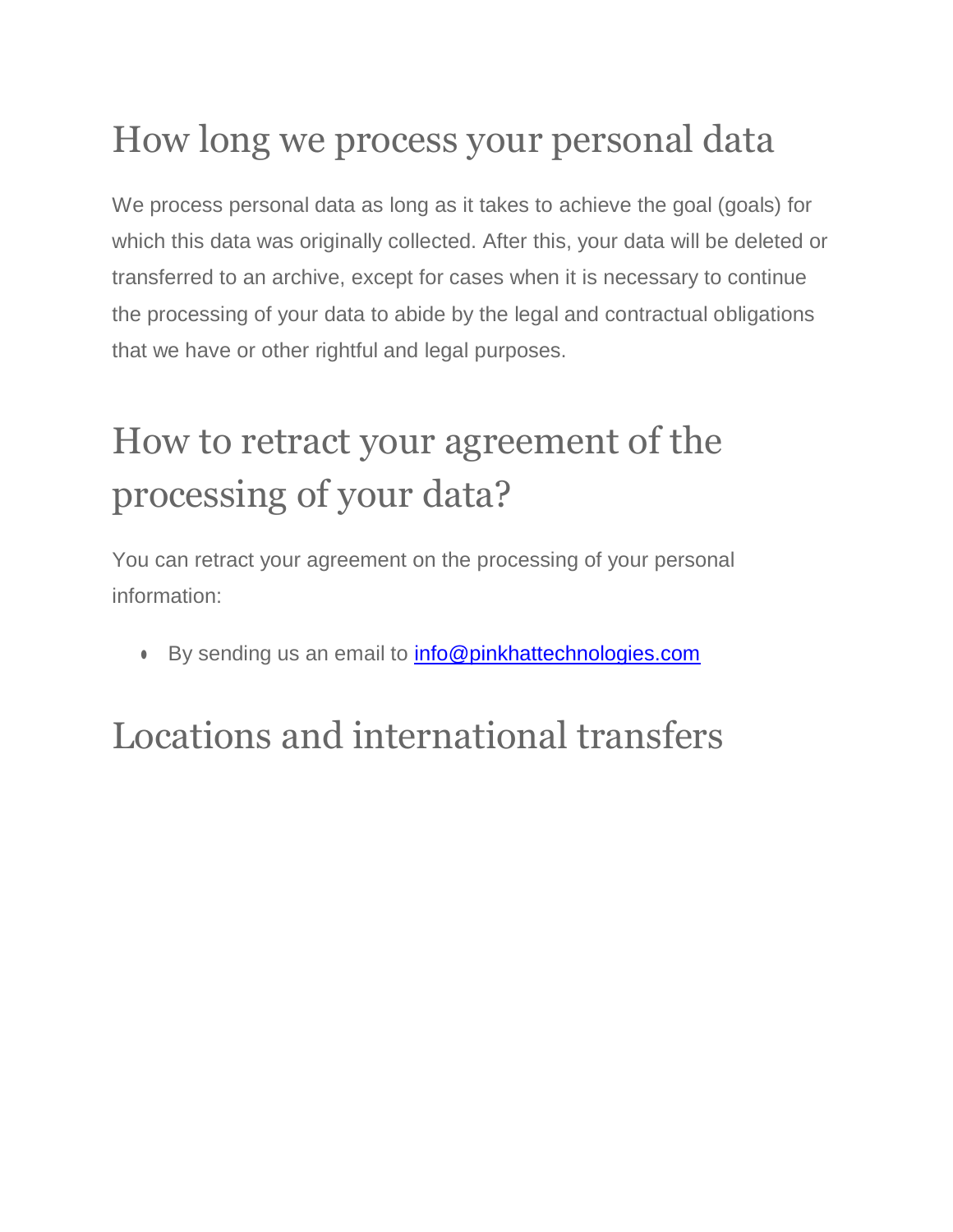## How long we process your personal data

We process personal data as long as it takes to achieve the goal (goals) for which this data was originally collected. After this, your data will be deleted or transferred to an archive, except for cases when it is necessary to continue the processing of your data to abide by the legal and contractual obligations that we have or other rightful and legal purposes.

## How to retract your agreement of the processing of your data?

You can retract your agreement on the processing of your personal information:

- By sending us an email to info@pinkhattechnologies.com

## Locations and international transfers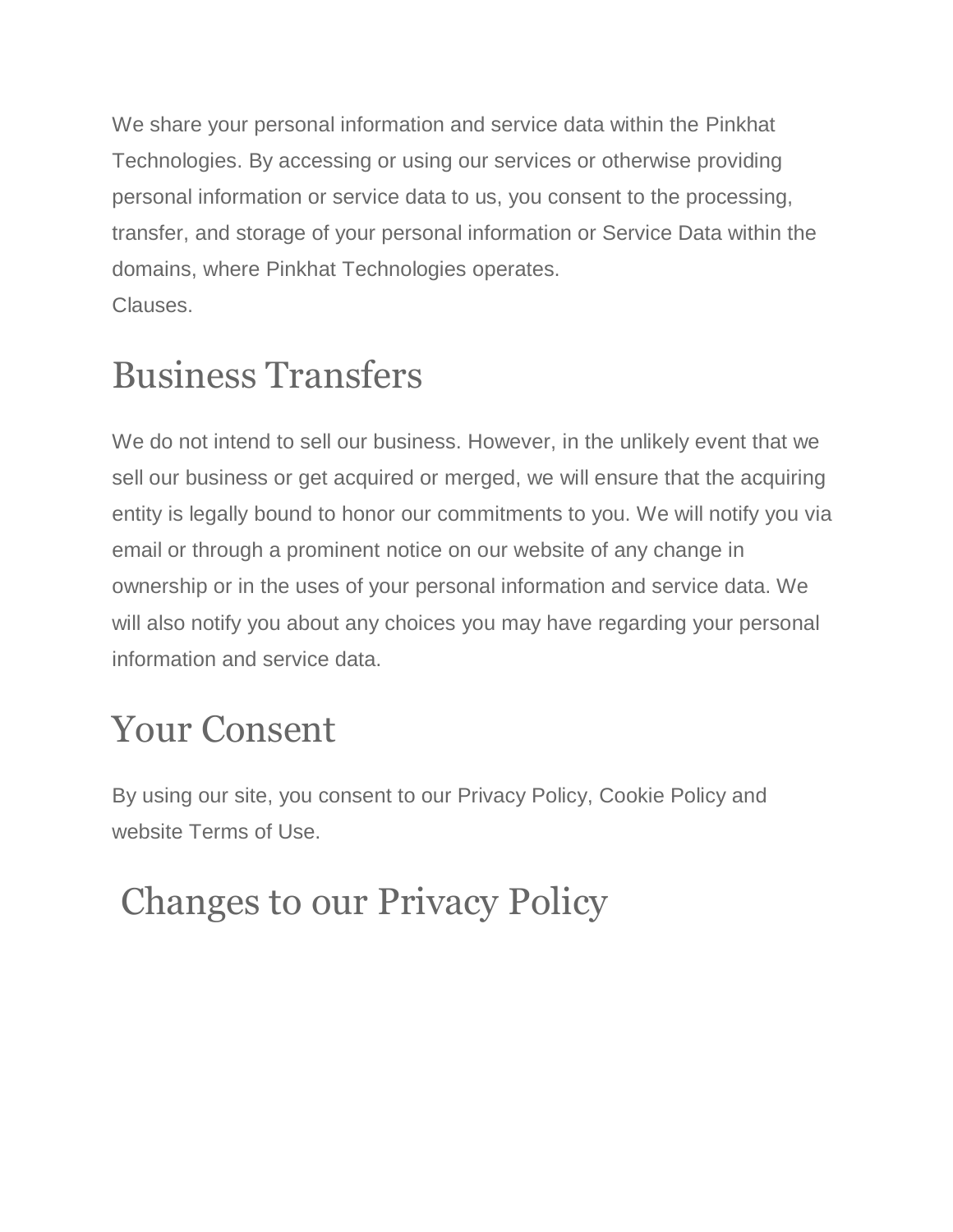We share your personal information and service data within the Pinkhat Technologies. By accessing or using our services or otherwise providing personal information or service data to us, you consent to the processing, transfer, and storage of your personal information or Service Data within the domains, where Pinkhat Technologies operates.
Clauses.

## Business Transfers

We do not intend to sell our business. However, in the unlikely event that we sell our business or get acquired or merged, we will ensure that the acquiring entity is legally bound to honor our commitments to you. We will notify you via email or through a prominent notice on our website of any change in ownership or in the uses of your personal information and service data. We will also notify you about any choices you may have regarding your personal information and service data.

## Your Consent

By using our site, you consent to our Privacy Policy, Cookie Policy and website Terms of Use.

## Changes to our Privacy Policy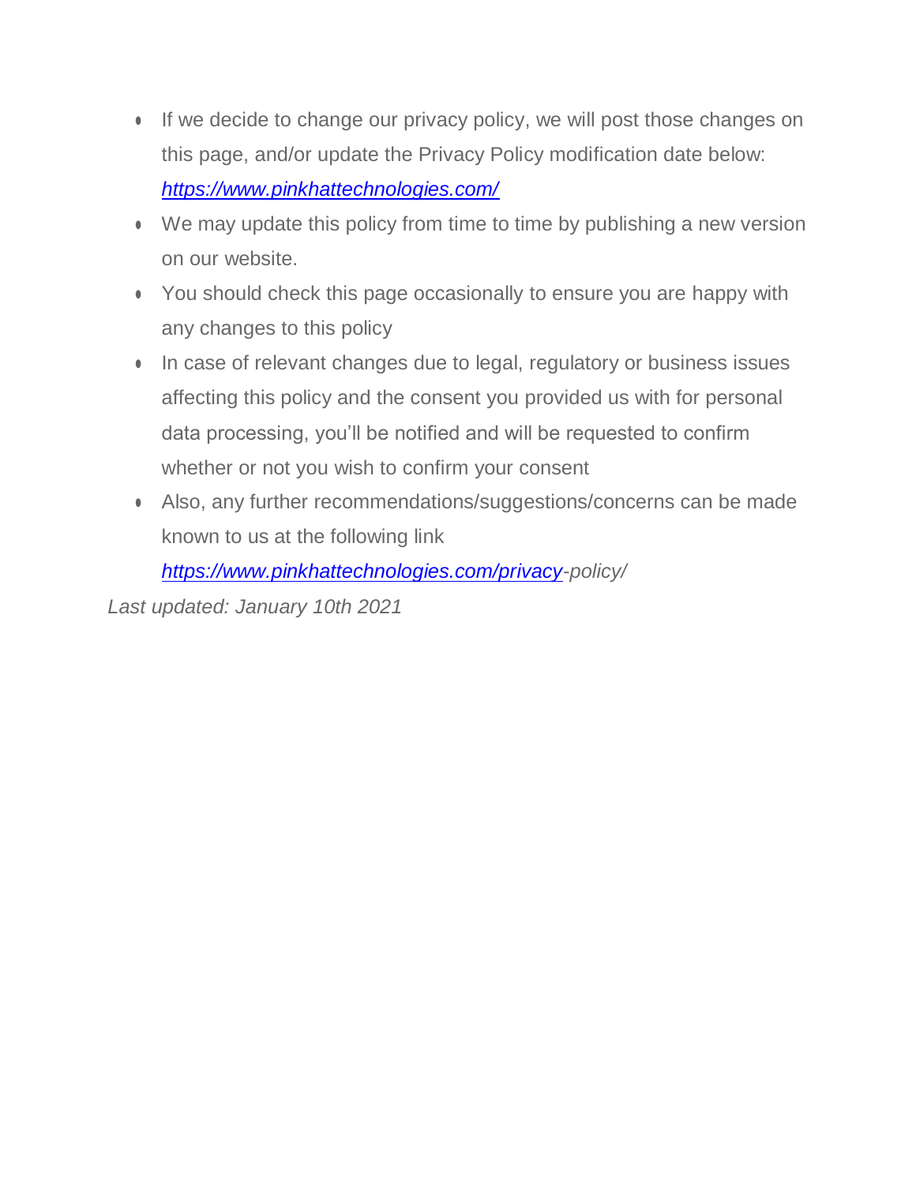- If we decide to change our privacy policy, we will post those changes on this page, and/or update the Privacy Policy modification date below: *[https://www.pinkhattechnologies.com/](https://www.pinkhattechnologies.com/)*
- We may update this policy from time to time by publishing a new version on our website.
- You should check this page occasionally to ensure you are happy with any changes to this policy
- In case of relevant changes due to legal, regulatory or business issues affecting this policy and the consent you provided us with for personal data processing, you'll be notified and will be requested to confirm whether or not you wish to confirm your consent
- Also, any further recommendations/suggestions/concerns can be made known to us at the following link *[https://www.pinkhattechnologies.com/privacy](https://www.pinkhattechnologies.com/privacy)-policy/*

*Last updated: January 10th 2021*